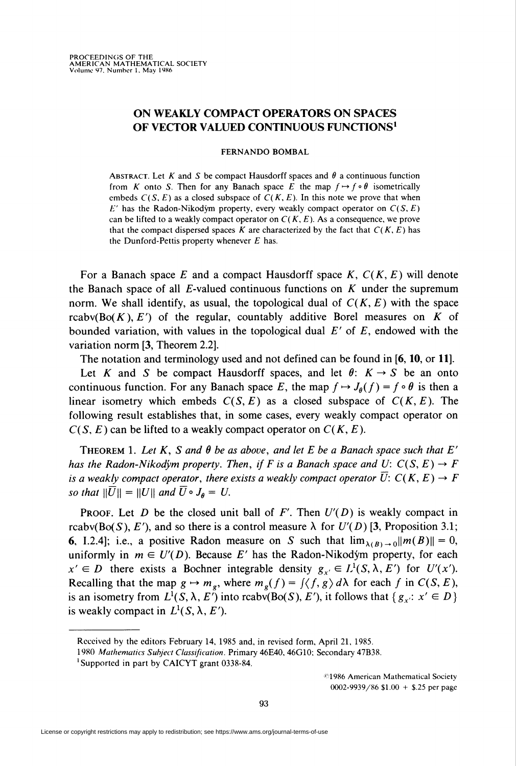# ON WEAKLY COMPACT OPERATORS ON SPACES OF VECTOR VALUED CONTINUOUS FUNCTIONS[1]

FERNANDO BOMBAL

ABSTRACT. Let $K$ and $S$ be compact Hausdorff spaces and $\theta$ a continuous function from $K$ onto $S$. Then for any Banach space $E$ the map $f \mapsto f \circ \theta$ isometrically embeds $C(S, E)$ as a closed subspace of $C(K, E)$. In this note we prove that when $E'$ has the Radon-Nikodým property, every weakly compact operator on $C(S, E)$ can be lifted to a weakly compact operator on $C(K, E)$. As a consequence, we prove that the compact dispersed spaces $K$ are characterized by the fact that $C(K, E)$ has the Dunford-Pettis property whenever $E$ has.

For a Banach space $E$ and a compact Hausdorff space $K$, $C(K, E)$ will denote the Banach space of all $E$-valued continuous functions on $K$ under the supremum norm. We shall identify, as usual, the topological dual of $C(K, E)$ with the space $\operatorname{rcabv}(\operatorname{Bo}(K), E')$ of the regular, countably additive Borel measures on $K$ of bounded variation, with values in the topological dual $E'$ of $E$, endowed with the variation norm [**3**, Theorem 2.2].

The notation and terminology used and not defined can be found in [**6**, **10**, or **11**].

Let $K$ and $S$ be compact Hausdorff spaces, and let $\theta: K \to S$ be an onto continuous function. For any Banach space $E$, the map $f \mapsto J_\theta(f) = f \circ \theta$ is then a linear isometry which embeds $C(S, E)$ as a closed subspace of $C(K, E)$. The following result establishes that, in some cases, every weakly compact operator on $C(S, E)$ can be lifted to a weakly compact operator on $C(K, E)$.

THEOREM 1. *Let $K$, $S$ and $\theta$ be as above, and let $E$ be a Banach space such that $E'$ has the Radon-Nikodým property. Then, if $F$ is a Banach space and $U: C(S, E) \to F$ is a weakly compact operator, there exists a weakly compact operator $\overline{U}: C(K, E) \to F$ so that $\|\overline{U}\| = \|U\|$ and $\overline{U} \circ J_\theta = U$.*

PROOF. Let $D$ be the closed unit ball of $F'$. Then $U'(D)$ is weakly compact in $\operatorname{rcabv}(\operatorname{Bo}(S), E')$, and so there is a control measure $\lambda$ for $U'(D)$ [**3**, Proposition 3.1; **6**, I.2.4]; i.e., a positive Radon measure on $S$ such that $\lim_{\lambda(B) \to 0} \|m(B)\| = 0$, uniformly in $m \in U'(D)$. Because $E'$ has the Radon-Nikodým property, for each $x' \in D$ there exists a Bochner integrable density $g_{x'} \in L^1(S, \lambda, E')$ for $U'(x')$. Recalling that the map $g \mapsto m_g$, where $m_g(f) = \int \langle f, g \rangle \, d\lambda$ for each $f$ in $C(S, E)$, is an isometry from $L^1(S, \lambda, E')$ into $\operatorname{rcabv}(\operatorname{Bo}(S), E')$, it follows that $\{g_{x'}: x' \in D\}$ is weakly compact in $L^1(S, \lambda, E')$.

---

Received by the editors February 14, 1985 and, in revised form, April 21, 1985.

1980 *Mathematics Subject Classification*. Primary 46E40, 46G10; Secondary 47B38.

[1]Supported in part by CAICYT grant 0338-84.

©1986 American Mathematical Society
0002-9939/86 $1.00 + $.25 per page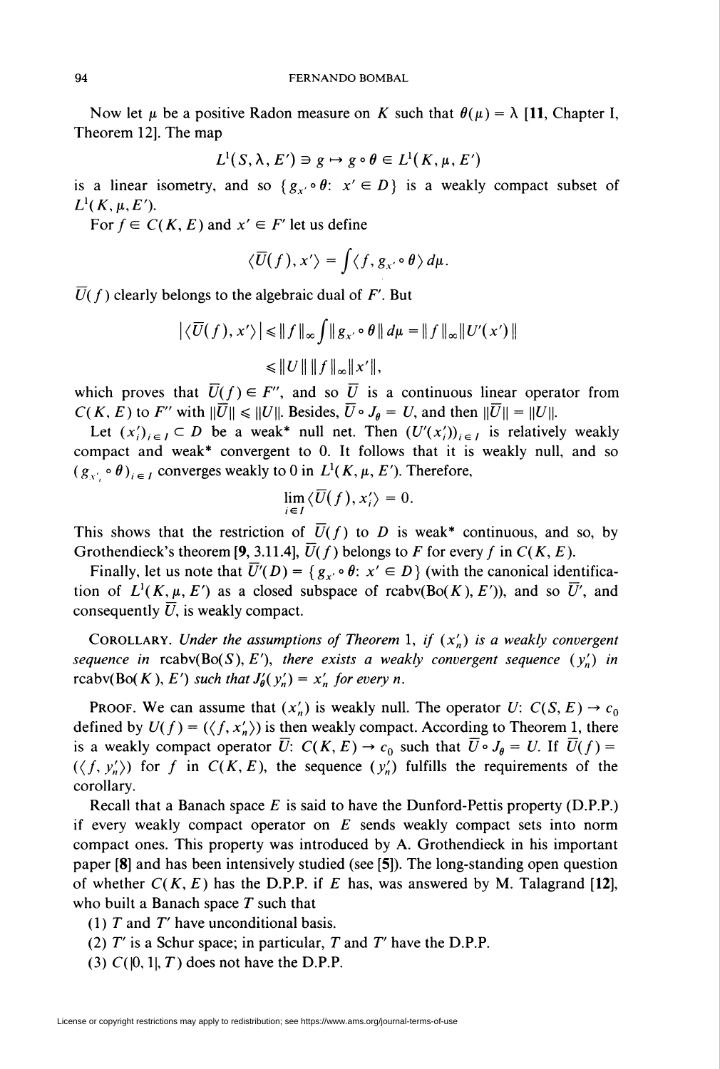Now let $\mu$ be a positive Radon measure on $K$ such that $\theta(\mu) = \lambda$ [**11**, Chapter I, Theorem 12]. The map

$$L^1(S, \lambda, E') \ni g \mapsto g \circ \theta \in L^1(K, \mu, E')$$

is a linear isometry, and so $\{g_{x'} \circ \theta \colon x' \in D\}$ is a weakly compact subset of $L^1(K, \mu, E')$.

For $f \in C(K, E)$ and $x' \in F'$ let us define

$$\langle \overline{U}(f), x' \rangle = \int \langle f, g_{x'} \circ \theta \rangle \, d\mu.$$

$\overline{U}(f)$ clearly belongs to the algebraic dual of $F'$. But

$$|\langle \overline{U}(f), x' \rangle| \leqslant \|f\|_\infty \int \|g_{x'} \circ \theta\| \, d\mu = \|f\|_\infty \|U'(x')\|$$
$$\leqslant \|U\| \, \|f\|_\infty \|x'\|,$$

which proves that $\overline{U}(f) \in F''$, and so $\overline{U}$ is a continuous linear operator from $C(K, E)$ to $F''$ with $\|\overline{U}\| \leqslant \|U\|$. Besides, $\overline{U} \circ J_\theta = U$, and then $\|\overline{U}\| = \|U\|$.

Let $(x'_i)_{i \in I} \subset D$ be a weak* null net. Then $(U'(x'_i))_{i \in I}$ is relatively weakly compact and weak* convergent to 0. It follows that it is weakly null, and so $(g_{x'_i} \circ \theta)_{i \in I}$ converges weakly to 0 in $L^1(K, \mu, E')$. Therefore,

$$\lim_{i \in I} \langle \overline{U}(f), x'_i \rangle = 0.$$

This shows that the restriction of $\overline{U}(f)$ to $D$ is weak* continuous, and so, by Grothendieck's theorem [**9**, 3.11.4], $\overline{U}(f)$ belongs to $F$ for every $f$ in $C(K, E)$.

Finally, let us note that $\overline{U}'(D) = \{g_{x'} \circ \theta \colon x' \in D\}$ (with the canonical identification of $L^1(K, \mu, E')$ as a closed subspace of rcabv(Bo($K$), $E'$)), and so $\overline{U}'$, and consequently $\overline{U}$, is weakly compact.

COROLLARY. *Under the assumptions of Theorem* 1, *if* $(x'_n)$ *is a weakly convergent sequence in* rcabv(Bo($S$), $E'$), *there exists a weakly convergent sequence* $(y'_n)$ *in* rcabv(Bo($K$), $E'$) *such that* $J'_\theta(y'_n) = x'_n$ *for every* $n$.

PROOF. We can assume that $(x'_n)$ is weakly null. The operator $U \colon C(S, E) \to c_0$ defined by $U(f) = (\langle f, x'_n \rangle)$ is then weakly compact. According to Theorem 1, there is a weakly compact operator $\overline{U} \colon C(K, E) \to c_0$ such that $\overline{U} \circ J_\theta = U$. If $\overline{U}(f) = (\langle f, y'_n \rangle)$ for $f$ in $C(K, E)$, the sequence $(y'_n)$ fulfills the requirements of the corollary.

Recall that a Banach space $E$ is said to have the Dunford-Pettis property (D.P.P.) if every weakly compact operator on $E$ sends weakly compact sets into norm compact ones. This property was introduced by A. Grothendieck in his important paper [**8**] and has been intensively studied (see [**5**]). The long-standing open question of whether $C(K, E)$ has the D.P.P. if $E$ has, was answered by M. Talagrand [**12**], who built a Banach space $T$ such that

(1) $T$ and $T'$ have unconditional basis.

(2) $T'$ is a Schur space; in particular, $T$ and $T'$ have the D.P.P.

(3) $C([0, 1], T)$ does not have the D.P.P.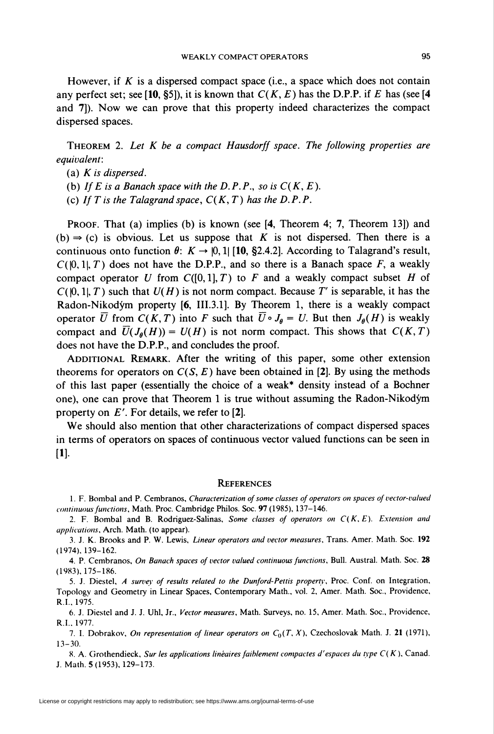However, if $K$ is a dispersed compact space (i.e., a space which does not contain any perfect set; see **[10**, §5**]**), it is known that $C(K, E)$ has the D.P.P. if $E$ has (see **[4** and **7]**). Now we can prove that this property indeed characterizes the compact dispersed spaces.

THEOREM 2. *Let $K$ be a compact Hausdorff space. The following properties are equivalent*:

(a) *$K$ is dispersed.*

(b) *If $E$ is a Banach space with the D.P.P., so is $C(K, E)$.*

(c) *If $T$ is the Talagrand space, $C(K, T)$ has the D.P.P.*

PROOF. That (a) implies (b) is known (see **[4**, Theorem 4; **7**, Theorem 13**]**) and (b) $\Rightarrow$ (c) is obvious. Let us suppose that $K$ is not dispersed. Then there is a continuous onto function $\theta$: $K \to [0, 1]$ **[10**, §2.4.2**]**. According to Talagrand's result, $C([0, 1], T)$ does not have the D.P.P., and so there is a Banach space $F$, a weakly compact operator $U$ from $C([0, 1], T)$ to $F$ and a weakly compact subset $H$ of $C([0, 1], T)$ such that $U(H)$ is not norm compact. Because $T'$ is separable, it has the Radon-Nikodým property **[6**, III.3.1**]**. By Theorem 1, there is a weakly compact operator $\overline{U}$ from $C(K, T)$ into $F$ such that $\overline{U} \circ J_\theta = U$. But then $J_\theta(H)$ is weakly compact and $\overline{U}(J_\theta(H)) = U(H)$ is not norm compact. This shows that $C(K, T)$ does not have the D.P.P., and concludes the proof.

ADDITIONAL REMARK. After the writing of this paper, some other extension theorems for operators on $C(S, E)$ have been obtained in **[2]**. By using the methods of this last paper (essentially the choice of a weak* density instead of a Bochner one), one can prove that Theorem 1 is true without assuming the Radon-Nikodým property on $E'$. For details, we refer to **[2]**.

We should also mention that other characterizations of compact dispersed spaces in terms of operators on spaces of continuous vector valued functions can be seen in **[1]**.

## REFERENCES

1. F. Bombal and P. Cembranos, *Characterization of some classes of operators on spaces of vector-valued continuous functions*, Math. Proc. Cambridge Philos. Soc. **97** (1985), 137–146.

2. F. Bombal and B. Rodriguez-Salinas, *Some classes of operators on $C(K, E)$. Extension and applications*, Arch. Math. (to appear).

3. J. K. Brooks and P. W. Lewis, *Linear operators and vector measures*, Trans. Amer. Math. Soc. **192** (1974), 139–162.

4. P. Cembranos, *On Banach spaces of vector valued continuous functions*, Bull. Austral. Math. Soc. **28** (1983), 175–186.

5. J. Diestel, *A survey of results related to the Dunford-Pettis property*, Proc. Conf. on Integration, Topology and Geometry in Linear Spaces, Contemporary Math., vol. 2, Amer. Math. Soc., Providence, R.I., 1975.

6. J. Diestel and J. J. Uhl, Jr., *Vector measures*, Math. Surveys, no. 15, Amer. Math. Soc., Providence, R.I., 1977.

7. I. Dobrakov, *On representation of linear operators on $C_0(T, X)$*, Czechoslovak Math. J. **21** (1971), 13–30.

8. A. Grothendieck, *Sur les applications linéaires faiblement compactes d'espaces du type $C(K)$*, Canad. J. Math. **5** (1953), 129–173.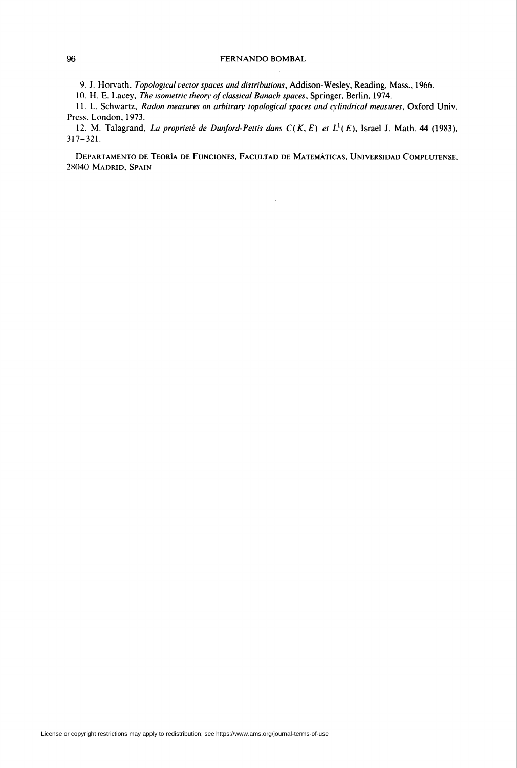9. J. Horvath, *Topological vector spaces and distributions*, Addison-Wesley, Reading, Mass., 1966.

10. H. E. Lacey, *The isometric theory of classical Banach spaces*, Springer, Berlin, 1974.

11. L. Schwartz, *Radon measures on arbitrary topological spaces and cylindrical measures*, Oxford Univ. Press, London, 1973.

12. M. Talagrand, *La proprieté de Dunford-Pettis dans $C(K, E)$ et $L^1(E)$*, Israel J. Math. **44** (1983), 317–321.

DEPARTAMENTO DE TEORÍA DE FUNCIONES, FACULTAD DE MATEMÁTICAS, UNIVERSIDAD COMPLUTENSE, 28040 MADRID, SPAIN